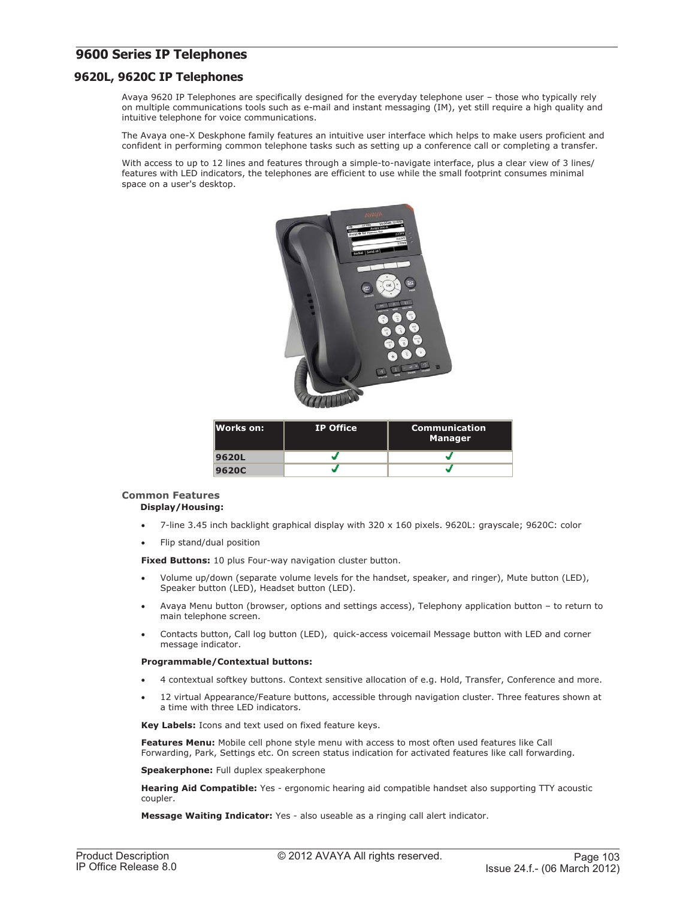## 9600 Series IP Telephones

### 9620L, 9620C IP Telephones

Avaya 9620 IP Telephones are specifically designed for the everyday telephone user – those who typically rely on multiple communications tools such as e-mail and instant messaging (IM), yet still require a high quality and intuitive telephone for voice communications.

The Avaya one-X Deskphone family features an intuitive user interface which helps to make users proficient and confident in performing common telephone tasks such as setting up a conference call or completing a transfer.

With access to up to 12 lines and features through a simple-to-navigate interface, plus a clear view of 3 lines/ features with LED indicators, the telephones are efficient to use while the small footprint consumes minimal space on a user's desktop.

| Works on: | IP Office | Communication Manager |
| --- | --- | --- |
| **9620L** | ✓ | ✓ |
| **9620C** | ✓ | ✓ |

#### Common Features

**Display/Housing:**

- 7-line 3.45 inch backlight graphical display with 320 x 160 pixels. 9620L: grayscale; 9620C: color
- Flip stand/dual position

**Fixed Buttons:** 10 plus Four-way navigation cluster button.

- Volume up/down (separate volume levels for the handset, speaker, and ringer), Mute button (LED), Speaker button (LED), Headset button (LED).
- Avaya Menu button (browser, options and settings access), Telephony application button – to return to main telephone screen.
- Contacts button, Call log button (LED), quick-access voicemail Message button with LED and corner message indicator.

**Programmable/Contextual buttons:**

- 4 contextual softkey buttons. Context sensitive allocation of e.g. Hold, Transfer, Conference and more.
- 12 virtual Appearance/Feature buttons, accessible through navigation cluster. Three features shown at a time with three LED indicators.

**Key Labels:** Icons and text used on fixed feature keys.

**Features Menu:** Mobile cell phone style menu with access to most often used features like Call Forwarding, Park, Settings etc. On screen status indication for activated features like call forwarding.

**Speakerphone:** Full duplex speakerphone

**Hearing Aid Compatible:** Yes - ergonomic hearing aid compatible handset also supporting TTY acoustic coupler.

**Message Waiting Indicator:** Yes - also useable as a ringing call alert indicator.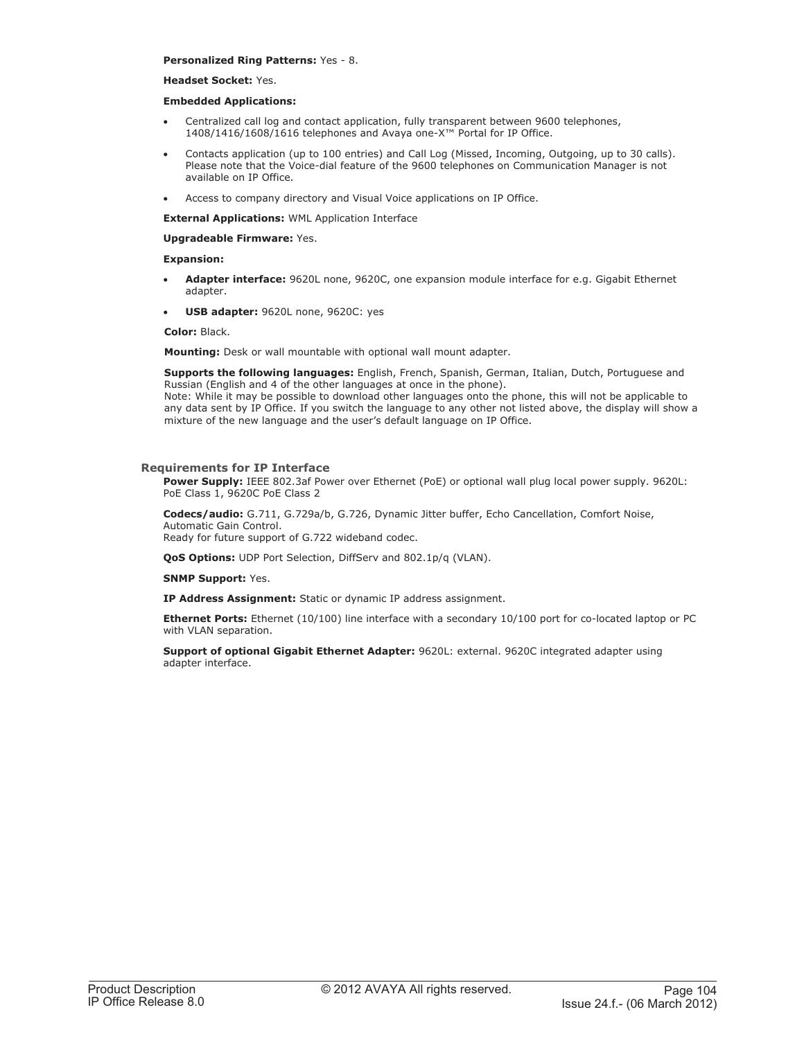**Personalized Ring Patterns:** Yes - 8.

**Headset Socket:** Yes.

**Embedded Applications:**

- Centralized call log and contact application, fully transparent between 9600 telephones, 1408/1416/1608/1616 telephones and Avaya one-X™ Portal for IP Office.
- Contacts application (up to 100 entries) and Call Log (Missed, Incoming, Outgoing, up to 30 calls). Please note that the Voice-dial feature of the 9600 telephones on Communication Manager is not available on IP Office.
- Access to company directory and Visual Voice applications on IP Office.

**External Applications:** WML Application Interface

**Upgradeable Firmware:** Yes.

**Expansion:**

- **Adapter interface:** 9620L none, 9620C, one expansion module interface for e.g. Gigabit Ethernet adapter.
- **USB adapter:** 9620L none, 9620C: yes

**Color:** Black.

**Mounting:** Desk or wall mountable with optional wall mount adapter.

**Supports the following languages:** English, French, Spanish, German, Italian, Dutch, Portuguese and Russian (English and 4 of the other languages at once in the phone).
Note: While it may be possible to download other languages onto the phone, this will not be applicable to any data sent by IP Office. If you switch the language to any other not listed above, the display will show a mixture of the new language and the user's default language on IP Office.

### Requirements for IP Interface

**Power Supply:** IEEE 802.3af Power over Ethernet (PoE) or optional wall plug local power supply. 9620L: PoE Class 1, 9620C PoE Class 2

**Codecs/audio:** G.711, G.729a/b, G.726, Dynamic Jitter buffer, Echo Cancellation, Comfort Noise, Automatic Gain Control.
Ready for future support of G.722 wideband codec.

**QoS Options:** UDP Port Selection, DiffServ and 802.1p/q (VLAN).

**SNMP Support:** Yes.

**IP Address Assignment:** Static or dynamic IP address assignment.

**Ethernet Ports:** Ethernet (10/100) line interface with a secondary 10/100 port for co-located laptop or PC with VLAN separation.

**Support of optional Gigabit Ethernet Adapter:** 9620L: external. 9620C integrated adapter using adapter interface.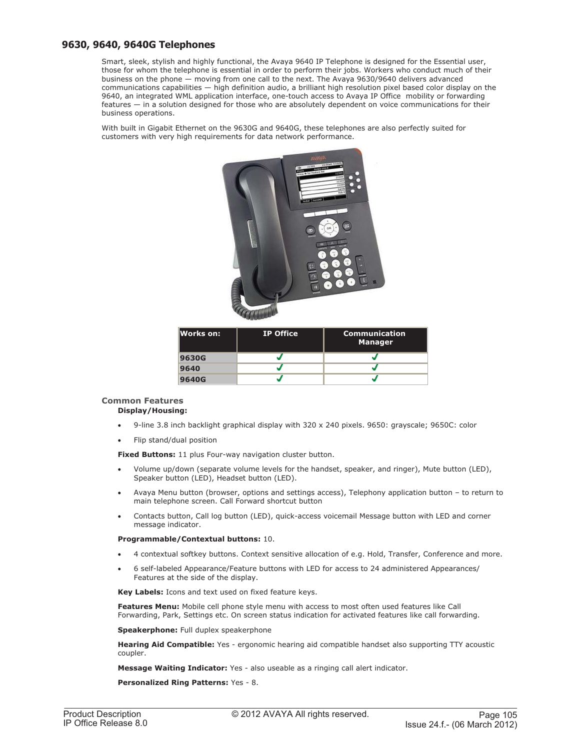### 9630, 9640, 9640G Telephones

Smart, sleek, stylish and highly functional, the Avaya 9640 IP Telephone is designed for the Essential user, those for whom the telephone is essential in order to perform their jobs. Workers who conduct much of their business on the phone — moving from one call to the next. The Avaya 9630/9640 delivers advanced communications capabilities — high definition audio, a brilliant high resolution pixel based color display on the 9640, an integrated WML application interface, one-touch access to Avaya IP Office mobility or forwarding features — in a solution designed for those who are absolutely dependent on voice communications for their business operations.

With built in Gigabit Ethernet on the 9630G and 9640G, these telephones are also perfectly suited for customers with very high requirements for data network performance.

| Works on: | IP Office | Communication Manager |
| --- | --- | --- |
| 9630G | ✓ | ✓ |
| 9640 | ✓ | ✓ |
| 9640G | ✓ | ✓ |

#### Common Features

**Display/Housing:**

- 9-line 3.8 inch backlight graphical display with 320 x 240 pixels. 9650: grayscale; 9650C: color
- Flip stand/dual position

**Fixed Buttons:** 11 plus Four-way navigation cluster button.

- Volume up/down (separate volume levels for the handset, speaker, and ringer), Mute button (LED), Speaker button (LED), Headset button (LED).
- Avaya Menu button (browser, options and settings access), Telephony application button – to return to main telephone screen. Call Forward shortcut button
- Contacts button, Call log button (LED), quick-access voicemail Message button with LED and corner message indicator.

**Programmable/Contextual buttons:** 10.

- 4 contextual softkey buttons. Context sensitive allocation of e.g. Hold, Transfer, Conference and more.
- 6 self-labeled Appearance/Feature buttons with LED for access to 24 administered Appearances/ Features at the side of the display.

**Key Labels:** Icons and text used on fixed feature keys.

**Features Menu:** Mobile cell phone style menu with access to most often used features like Call Forwarding, Park, Settings etc. On screen status indication for activated features like call forwarding.

**Speakerphone:** Full duplex speakerphone

**Hearing Aid Compatible:** Yes - ergonomic hearing aid compatible handset also supporting TTY acoustic coupler.

**Message Waiting Indicator:** Yes - also useable as a ringing call alert indicator.

**Personalized Ring Patterns:** Yes - 8.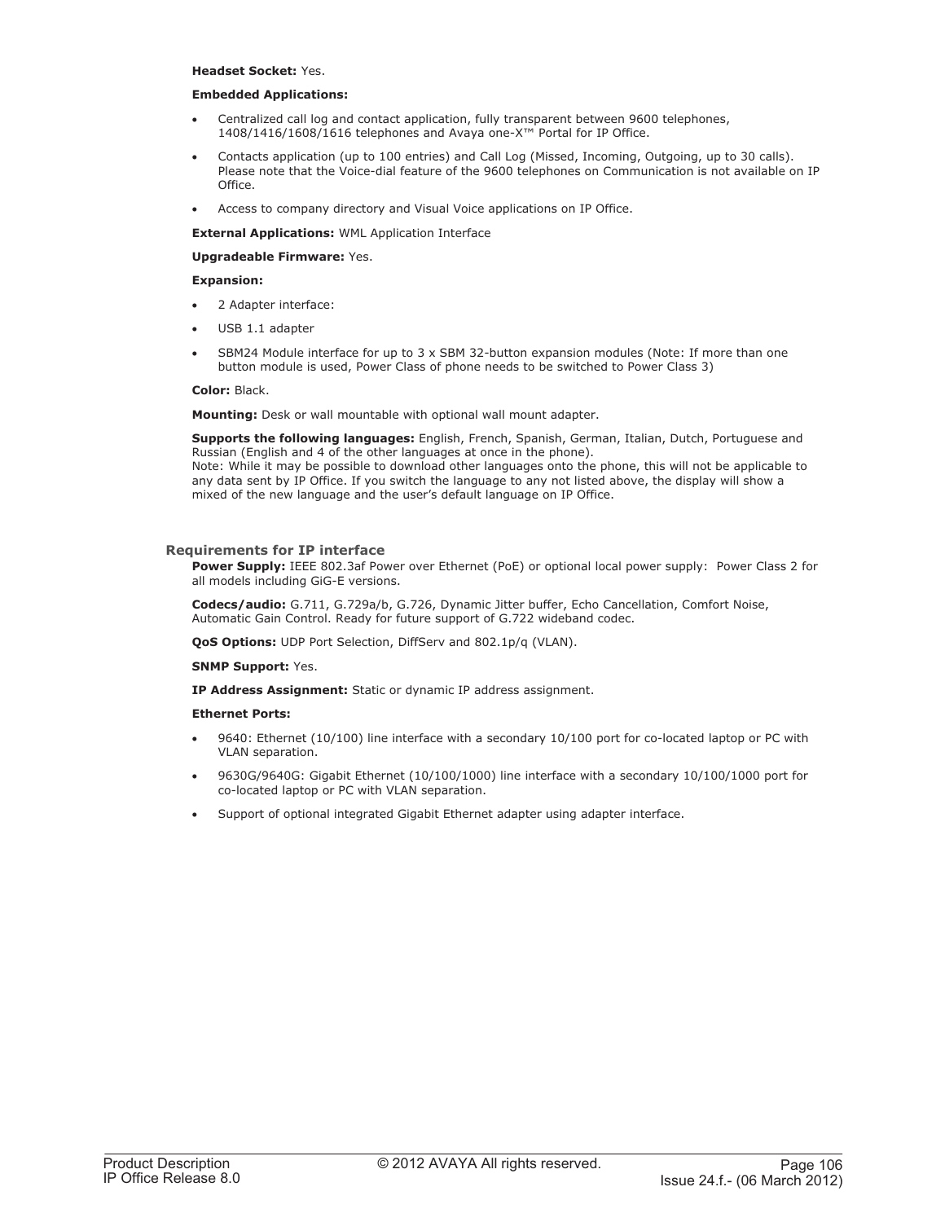**Headset Socket:** Yes.

**Embedded Applications:**

- Centralized call log and contact application, fully transparent between 9600 telephones, 1408/1416/1608/1616 telephones and Avaya one-X™ Portal for IP Office.
- Contacts application (up to 100 entries) and Call Log (Missed, Incoming, Outgoing, up to 30 calls). Please note that the Voice-dial feature of the 9600 telephones on Communication is not available on IP Office.
- Access to company directory and Visual Voice applications on IP Office.

**External Applications:** WML Application Interface

**Upgradeable Firmware:** Yes.

**Expansion:**

- 2 Adapter interface:
- USB 1.1 adapter
- SBM24 Module interface for up to 3 x SBM 32-button expansion modules (Note: If more than one button module is used, Power Class of phone needs to be switched to Power Class 3)

**Color:** Black.

**Mounting:** Desk or wall mountable with optional wall mount adapter.

**Supports the following languages:** English, French, Spanish, German, Italian, Dutch, Portuguese and Russian (English and 4 of the other languages at once in the phone).
Note: While it may be possible to download other languages onto the phone, this will not be applicable to any data sent by IP Office. If you switch the language to any not listed above, the display will show a mixed of the new language and the user's default language on IP Office.

### Requirements for IP interface

**Power Supply:** IEEE 802.3af Power over Ethernet (PoE) or optional local power supply: Power Class 2 for all models including GiG-E versions.

**Codecs/audio:** G.711, G.729a/b, G.726, Dynamic Jitter buffer, Echo Cancellation, Comfort Noise, Automatic Gain Control. Ready for future support of G.722 wideband codec.

**QoS Options:** UDP Port Selection, DiffServ and 802.1p/q (VLAN).

**SNMP Support:** Yes.

**IP Address Assignment:** Static or dynamic IP address assignment.

**Ethernet Ports:**

- 9640: Ethernet (10/100) line interface with a secondary 10/100 port for co-located laptop or PC with VLAN separation.
- 9630G/9640G: Gigabit Ethernet (10/100/1000) line interface with a secondary 10/100/1000 port for co-located laptop or PC with VLAN separation.
- Support of optional integrated Gigabit Ethernet adapter using adapter interface.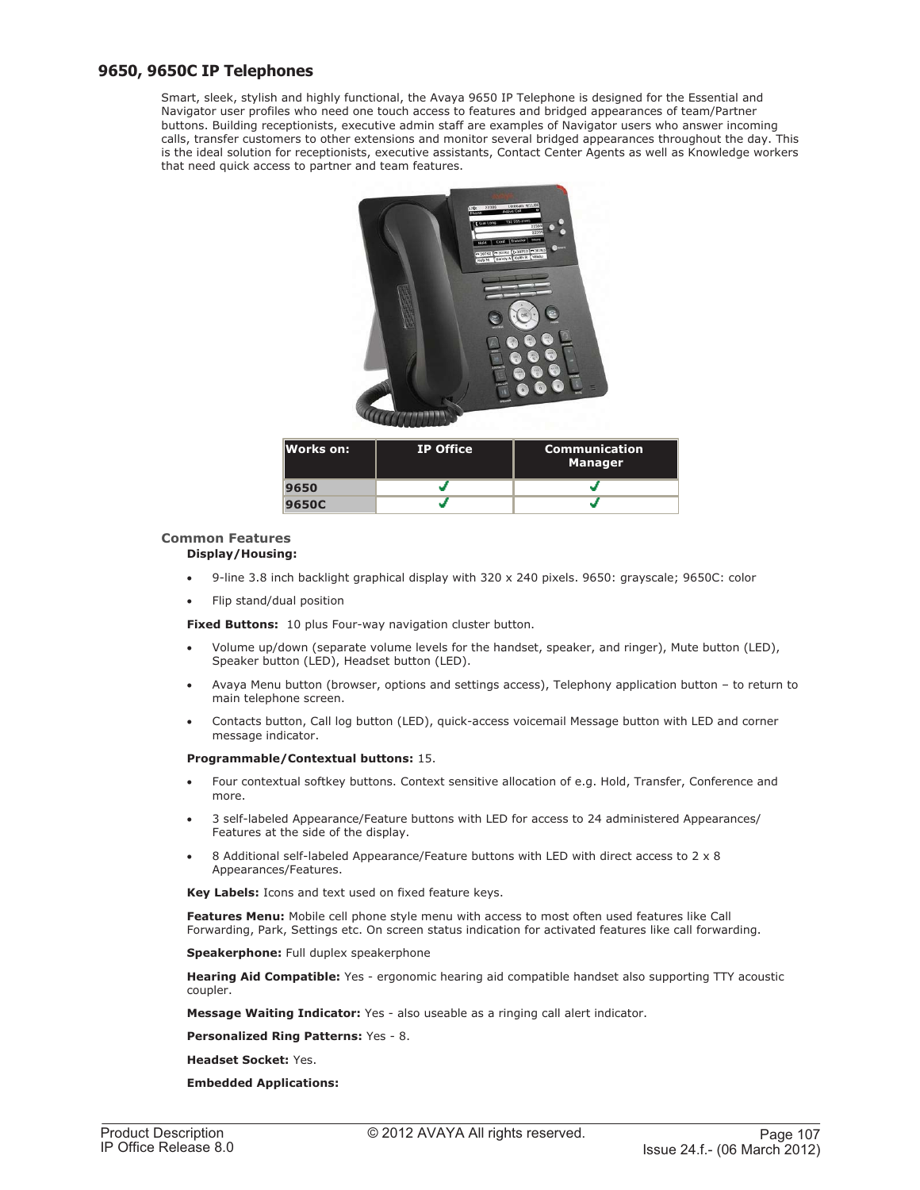## 9650, 9650C IP Telephones

Smart, sleek, stylish and highly functional, the Avaya 9650 IP Telephone is designed for the Essential and Navigator user profiles who need one touch access to features and bridged appearances of team/Partner buttons. Building receptionists, executive admin staff are examples of Navigator users who answer incoming calls, transfer customers to other extensions and monitor several bridged appearances throughout the day. This is the ideal solution for receptionists, executive assistants, Contact Center Agents as well as Knowledge workers that need quick access to partner and team features.

| Works on: | IP Office | Communication Manager |
|---|---|---|
| 9650 | ✓ | ✓ |
| 9650C | ✓ | ✓ |

### Common Features

**Display/Housing:**

- 9-line 3.8 inch backlight graphical display with 320 x 240 pixels. 9650: grayscale; 9650C: color
- Flip stand/dual position

**Fixed Buttons:** 10 plus Four-way navigation cluster button.

- Volume up/down (separate volume levels for the handset, speaker, and ringer), Mute button (LED), Speaker button (LED), Headset button (LED).
- Avaya Menu button (browser, options and settings access), Telephony application button – to return to main telephone screen.
- Contacts button, Call log button (LED), quick-access voicemail Message button with LED and corner message indicator.

**Programmable/Contextual buttons:** 15.

- Four contextual softkey buttons. Context sensitive allocation of e.g. Hold, Transfer, Conference and more.
- 3 self-labeled Appearance/Feature buttons with LED for access to 24 administered Appearances/ Features at the side of the display.
- 8 Additional self-labeled Appearance/Feature buttons with LED with direct access to 2 x 8 Appearances/Features.

**Key Labels:** Icons and text used on fixed feature keys.

**Features Menu:** Mobile cell phone style menu with access to most often used features like Call Forwarding, Park, Settings etc. On screen status indication for activated features like call forwarding.

**Speakerphone:** Full duplex speakerphone

**Hearing Aid Compatible:** Yes - ergonomic hearing aid compatible handset also supporting TTY acoustic coupler.

**Message Waiting Indicator:** Yes - also useable as a ringing call alert indicator.

**Personalized Ring Patterns:** Yes - 8.

**Headset Socket:** Yes.

**Embedded Applications:**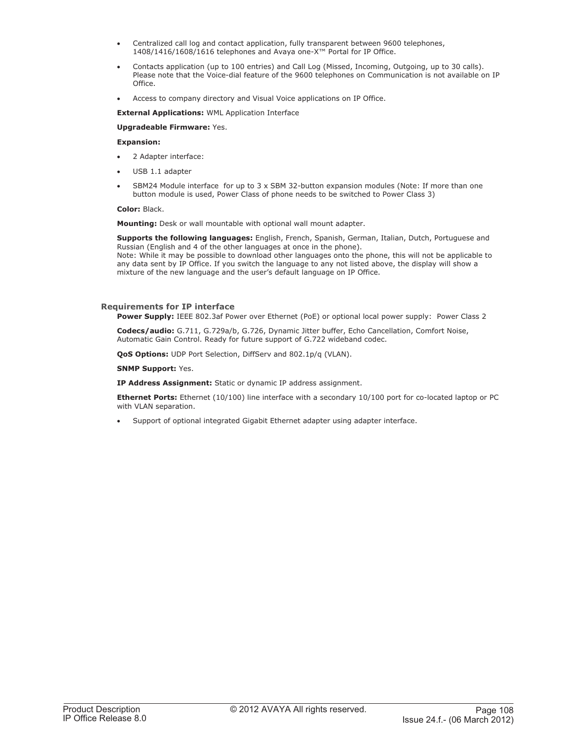- Centralized call log and contact application, fully transparent between 9600 telephones, 1408/1416/1608/1616 telephones and Avaya one-X™ Portal for IP Office.
- Contacts application (up to 100 entries) and Call Log (Missed, Incoming, Outgoing, up to 30 calls). Please note that the Voice-dial feature of the 9600 telephones on Communication is not available on IP Office.
- Access to company directory and Visual Voice applications on IP Office.

**External Applications:** WML Application Interface

**Upgradeable Firmware:** Yes.

**Expansion:**

- 2 Adapter interface:
- USB 1.1 adapter
- SBM24 Module interface for up to 3 x SBM 32-button expansion modules (Note: If more than one button module is used, Power Class of phone needs to be switched to Power Class 3)

**Color:** Black.

**Mounting:** Desk or wall mountable with optional wall mount adapter.

**Supports the following languages:** English, French, Spanish, German, Italian, Dutch, Portuguese and Russian (English and 4 of the other languages at once in the phone).
Note: While it may be possible to download other languages onto the phone, this will not be applicable to any data sent by IP Office. If you switch the language to any not listed above, the display will show a mixture of the new language and the user's default language on IP Office.

### Requirements for IP interface

**Power Supply:** IEEE 802.3af Power over Ethernet (PoE) or optional local power supply: Power Class 2

**Codecs/audio:** G.711, G.729a/b, G.726, Dynamic Jitter buffer, Echo Cancellation, Comfort Noise, Automatic Gain Control. Ready for future support of G.722 wideband codec.

**QoS Options:** UDP Port Selection, DiffServ and 802.1p/q (VLAN).

**SNMP Support:** Yes.

**IP Address Assignment:** Static or dynamic IP address assignment.

**Ethernet Ports:** Ethernet (10/100) line interface with a secondary 10/100 port for co-located laptop or PC with VLAN separation.

- Support of optional integrated Gigabit Ethernet adapter using adapter interface.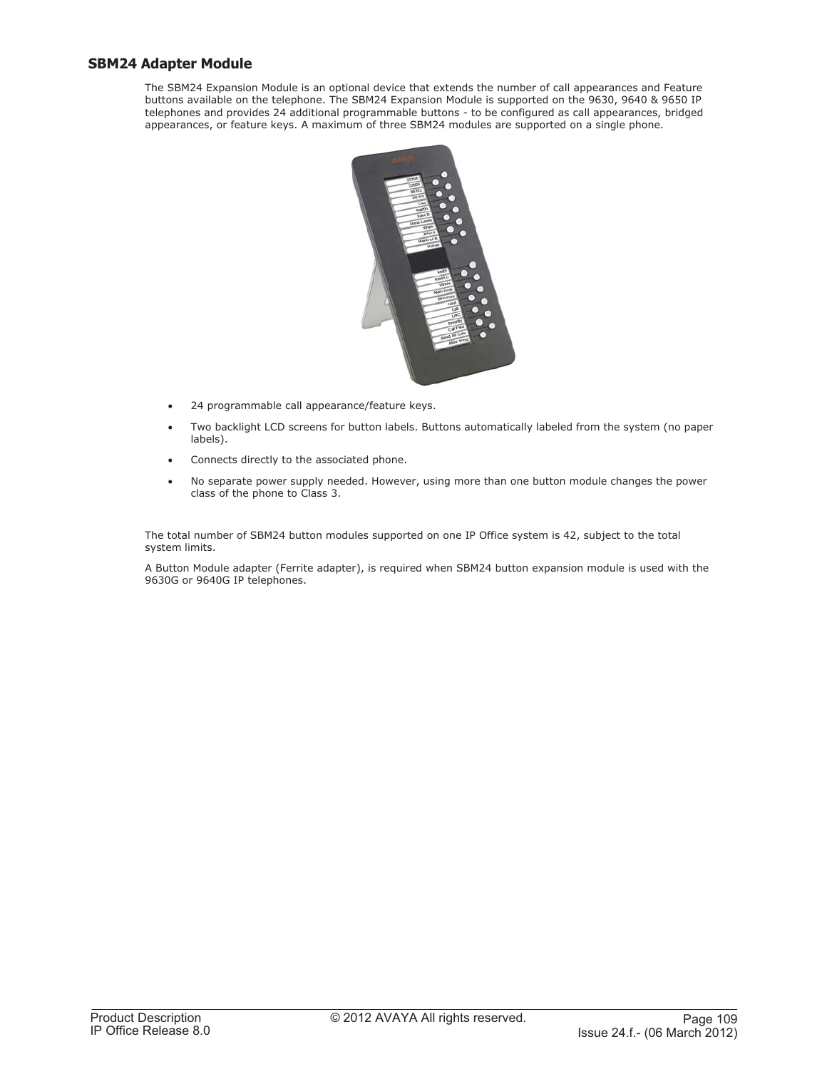### SBM24 Adapter Module

The SBM24 Expansion Module is an optional device that extends the number of call appearances and Feature buttons available on the telephone. The SBM24 Expansion Module is supported on the 9630, 9640 & 9650 IP telephones and provides 24 additional programmable buttons - to be configured as call appearances, bridged appearances, or feature keys. A maximum of three SBM24 modules are supported on a single phone.

- 24 programmable call appearance/feature keys.
- Two backlight LCD screens for button labels. Buttons automatically labeled from the system (no paper labels).
- Connects directly to the associated phone.
- No separate power supply needed. However, using more than one button module changes the power class of the phone to Class 3.

The total number of SBM24 button modules supported on one IP Office system is 42, subject to the total system limits.

A Button Module adapter (Ferrite adapter), is required when SBM24 button expansion module is used with the 9630G or 9640G IP telephones.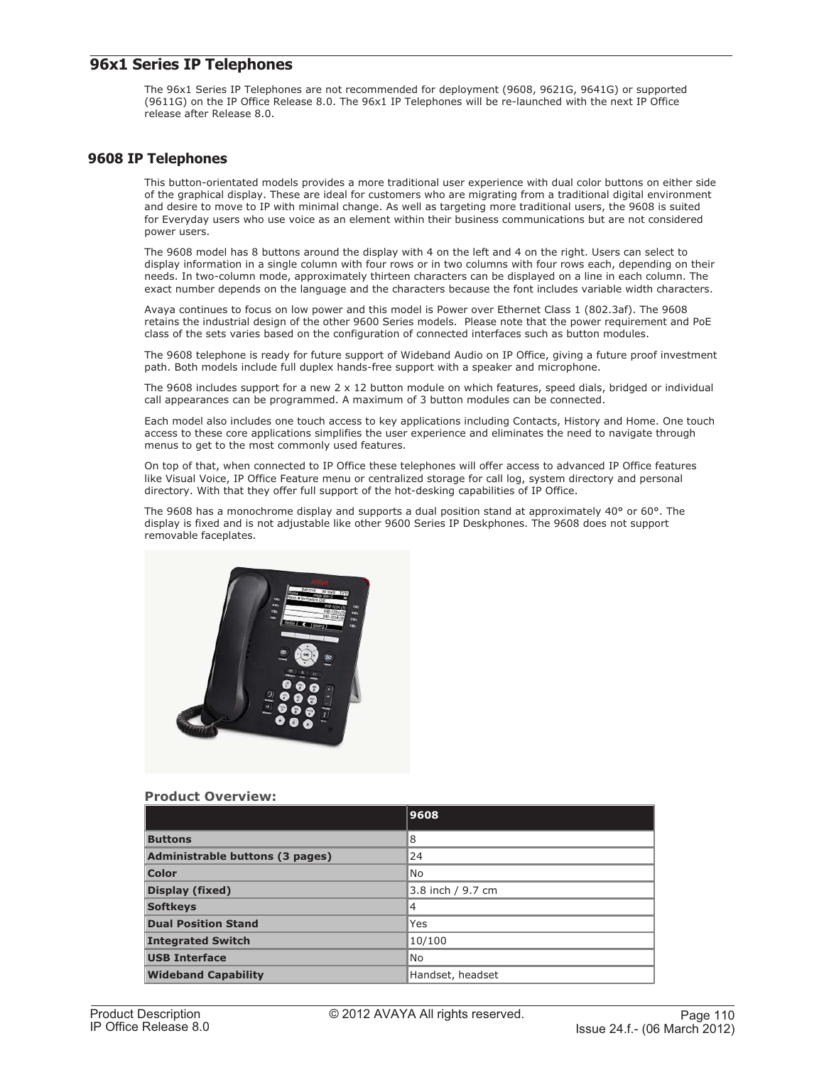## 96x1 Series IP Telephones

The 96x1 Series IP Telephones are not recommended for deployment (9608, 9621G, 9641G) or supported (9611G) on the IP Office Release 8.0. The 96x1 IP Telephones will be re-launched with the next IP Office release after Release 8.0.

### 9608 IP Telephones

This button-orientated models provides a more traditional user experience with dual color buttons on either side of the graphical display. These are ideal for customers who are migrating from a traditional digital environment and desire to move to IP with minimal change. As well as targeting more traditional users, the 9608 is suited for Everyday users who use voice as an element within their business communications but are not considered power users.

The 9608 model has 8 buttons around the display with 4 on the left and 4 on the right. Users can select to display information in a single column with four rows or in two columns with four rows each, depending on their needs. In two-column mode, approximately thirteen characters can be displayed on a line in each column. The exact number depends on the language and the characters because the font includes variable width characters.

Avaya continues to focus on low power and this model is Power over Ethernet Class 1 (802.3af). The 9608 retains the industrial design of the other 9600 Series models. Please note that the power requirement and PoE class of the sets varies based on the configuration of connected interfaces such as button modules.

The 9608 telephone is ready for future support of Wideband Audio on IP Office, giving a future proof investment path. Both models include full duplex hands-free support with a speaker and microphone.

The 9608 includes support for a new 2 x 12 button module on which features, speed dials, bridged or individual call appearances can be programmed. A maximum of 3 button modules can be connected.

Each model also includes one touch access to key applications including Contacts, History and Home. One touch access to these core applications simplifies the user experience and eliminates the need to navigate through menus to get to the most commonly used features.

On top of that, when connected to IP Office these telephones will offer access to advanced IP Office features like Visual Voice, IP Office Feature menu or centralized storage for call log, system directory and personal directory. With that they offer full support of the hot-desking capabilities of IP Office.

The 9608 has a monochrome display and supports a dual position stand at approximately 40° or 60°. The display is fixed and is not adjustable like other 9600 Series IP Deskphones. The 9608 does not support removable faceplates.

**Product Overview:**

| | 9608 |
|---|---|
| **Buttons** | 8 |
| **Administrable buttons (3 pages)** | 24 |
| **Color** | No |
| **Display (fixed)** | 3.8 inch / 9.7 cm |
| **Softkeys** | 4 |
| **Dual Position Stand** | Yes |
| **Integrated Switch** | 10/100 |
| **USB Interface** | No |
| **Wideband Capability** | Handset, headset |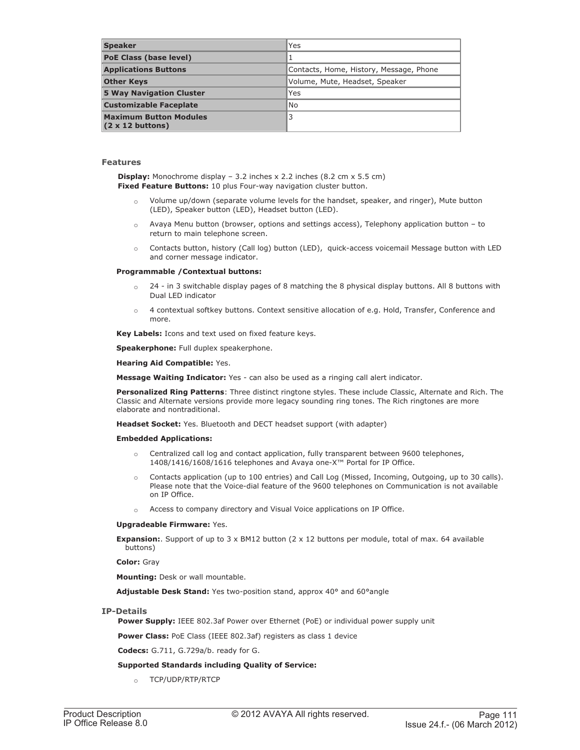| Speaker | Yes |
| --- | --- |
| PoE Class (base level) | 1 |
| Applications Buttons | Contacts, Home, History, Message, Phone |
| Other Keys | Volume, Mute, Headset, Speaker |
| 5 Way Navigation Cluster | Yes |
| Customizable Faceplate | No |
| Maximum Button Modules (2 x 12 buttons) | 3 |

### Features

**Display:** Monochrome display – 3.2 inches x 2.2 inches (8.2 cm x 5.5 cm)
**Fixed Feature Buttons:** 10 plus Four-way navigation cluster button.

- Volume up/down (separate volume levels for the handset, speaker, and ringer), Mute button (LED), Speaker button (LED), Headset button (LED).
- Avaya Menu button (browser, options and settings access), Telephony application button – to return to main telephone screen.
- Contacts button, history (Call log) button (LED), quick-access voicemail Message button with LED and corner message indicator.

**Programmable /Contextual buttons:**

- 24 - in 3 switchable display pages of 8 matching the 8 physical display buttons. All 8 buttons with Dual LED indicator
- 4 contextual softkey buttons. Context sensitive allocation of e.g. Hold, Transfer, Conference and more.

**Key Labels:** Icons and text used on fixed feature keys.

**Speakerphone:** Full duplex speakerphone.

**Hearing Aid Compatible:** Yes.

**Message Waiting Indicator:** Yes - can also be used as a ringing call alert indicator.

**Personalized Ring Patterns**: Three distinct ringtone styles. These include Classic, Alternate and Rich. The Classic and Alternate versions provide more legacy sounding ring tones. The Rich ringtones are more elaborate and nontraditional.

**Headset Socket:** Yes. Bluetooth and DECT headset support (with adapter)

**Embedded Applications:**

- Centralized call log and contact application, fully transparent between 9600 telephones, 1408/1416/1608/1616 telephones and Avaya one-X™ Portal for IP Office.
- Contacts application (up to 100 entries) and Call Log (Missed, Incoming, Outgoing, up to 30 calls). Please note that the Voice-dial feature of the 9600 telephones on Communication is not available on IP Office.
- Access to company directory and Visual Voice applications on IP Office.

**Upgradeable Firmware:** Yes.

**Expansion:**. Support of up to 3 x BM12 button (2 x 12 buttons per module, total of max. 64 available buttons)

**Color:** Gray

**Mounting:** Desk or wall mountable.

**Adjustable Desk Stand:** Yes two-position stand, approx 40° and 60°angle

### IP-Details

**Power Supply:** IEEE 802.3af Power over Ethernet (PoE) or individual power supply unit

**Power Class:** PoE Class (IEEE 802.3af) registers as class 1 device

**Codecs:** G.711, G.729a/b. ready for G.

**Supported Standards including Quality of Service:**

- TCP/UDP/RTP/RTCP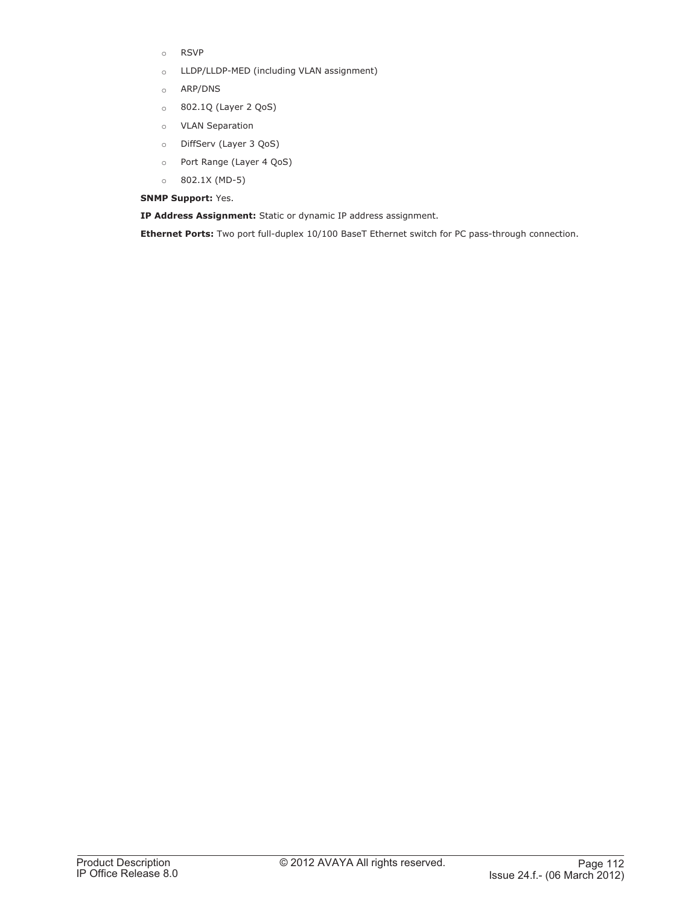- RSVP
- LLDP/LLDP-MED (including VLAN assignment)
- ARP/DNS
- 802.1Q (Layer 2 QoS)
- VLAN Separation
- DiffServ (Layer 3 QoS)
- Port Range (Layer 4 QoS)
- 802.1X (MD-5)

**SNMP Support:** Yes.

**IP Address Assignment:** Static or dynamic IP address assignment.

**Ethernet Ports:** Two port full-duplex 10/100 BaseT Ethernet switch for PC pass-through connection.